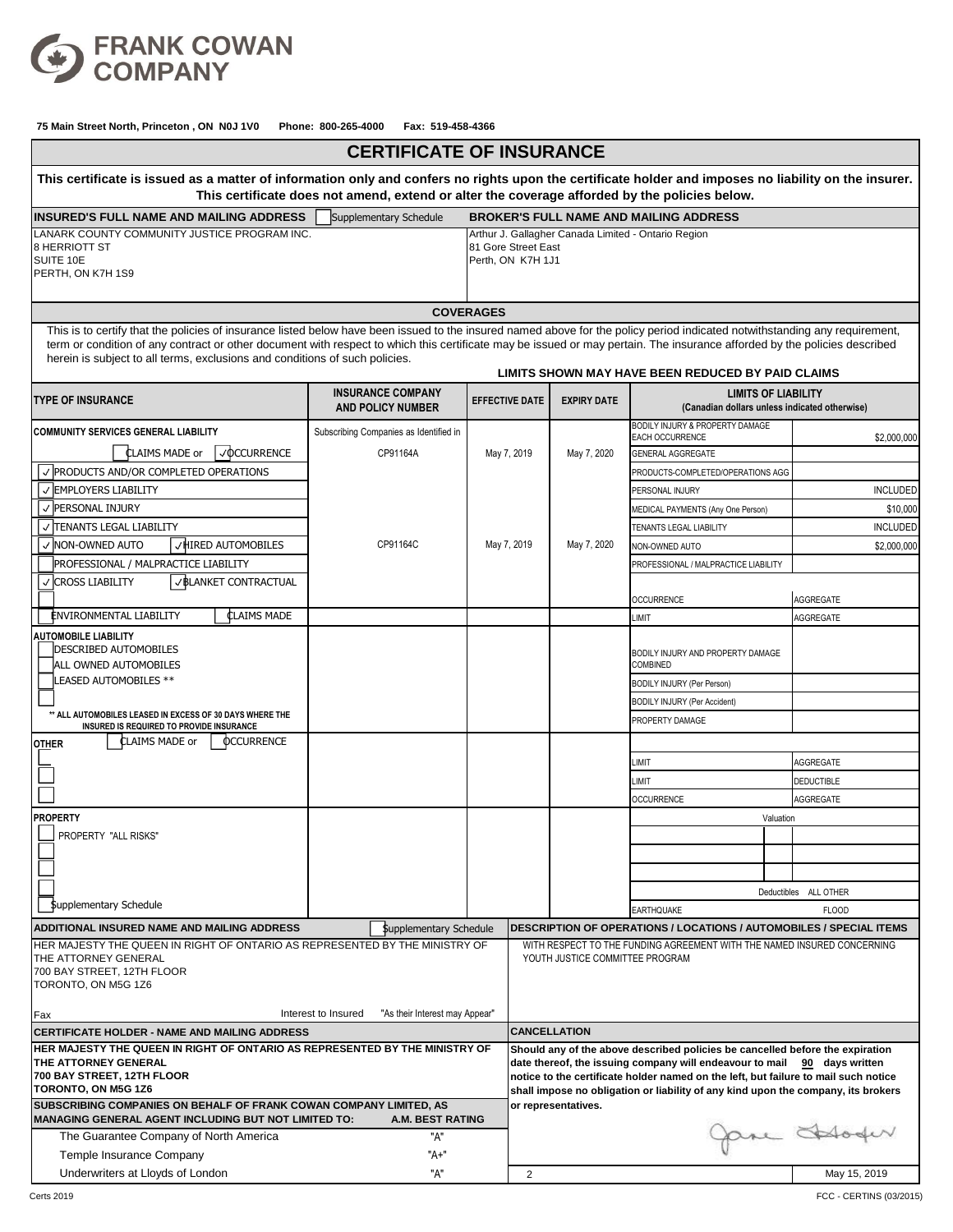# FRANK COWAN COMPANY

**75 Main Street North, Princeton , ON N0J 1V0 Phone: 800-265-4000 Fax: 519-458-4366**

## CERTIFICATE OF INSURANCE

**This certificate is issued as a matter of information only and confers no rights upon the certificate holder and imposes no liability on the insurer. This certificate does not amend, extend or alter the coverage afforded by the policies below.**

| INSURED'S FULL NAME AND MAILING ADDRESS ☐ Supplementary Schedule | BROKER'S FULL NAME AND MAILING ADDRESS |
|---|---|
| LANARK COUNTY COMMUNITY JUSTICE PROGRAM INC.<br>8 HERRIOTT ST<br>SUITE 10E<br>PERTH, ON K7H 1S9 | Arthur J. Gallagher Canada Limited - Ontario Region<br>81 Gore Street East<br>Perth, ON K7H 1J1 |

### COVERAGES

This is to certify that the policies of insurance listed below have been issued to the insured named above for the policy period indicated notwithstanding any requirement, term or condition of any contract or other document with respect to which this certificate may be issued or may pertain. The insurance afforded by the policies described herein is subject to all terms, exclusions and conditions of such policies.

**LIMITS SHOWN MAY HAVE BEEN REDUCED BY PAID CLAIMS**

| TYPE OF INSURANCE | INSURANCE COMPANY AND POLICY NUMBER | EFFECTIVE DATE | EXPIRY DATE | LIMITS OF LIABILITY (Canadian dollars unless indicated otherwise) | |
|---|---|---|---|---|---|
| **COMMUNITY SERVICES GENERAL LIABILITY** | Subscribing Companies as Identified in | | | BODILY INJURY & PROPERTY DAMAGE EACH OCCURRENCE | $2,000,000 |
| ☐ CLAIMS MADE or ☑ OCCURRENCE | CP91164A | May 7, 2019 | May 7, 2020 | GENERAL AGGREGATE | |
| ☑ PRODUCTS AND/OR COMPLETED OPERATIONS | | | | PRODUCTS-COMPLETED/OPERATIONS AGG | |
| ☑ EMPLOYERS LIABILITY | | | | PERSONAL INJURY | INCLUDED |
| ☑ PERSONAL INJURY | | | | MEDICAL PAYMENTS (Any One Person) | $10,000 |
| ☑ TENANTS LEGAL LIABILITY | | | | TENANTS LEGAL LIABILITY | INCLUDED |
| ☑ NON-OWNED AUTO ☑ HIRED AUTOMOBILES | CP91164C | May 7, 2019 | May 7, 2020 | NON-OWNED AUTO | $2,000,000 |
| ☐ PROFESSIONAL / MALPRACTICE LIABILITY | | | | PROFESSIONAL / MALPRACTICE LIABILITY | |
| ☑ CROSS LIABILITY ☑ BLANKET CONTRACTUAL | | | | | |
| ☐ | | | | OCCURRENCE | AGGREGATE |
| ☐ ENVIRONMENTAL LIABILITY ☐ CLAIMS MADE | | | | LIMIT | AGGREGATE |
| **AUTOMOBILE LIABILITY**<br>☐ DESCRIBED AUTOMOBILES<br>☐ ALL OWNED AUTOMOBILES | | | | BODILY INJURY AND PROPERTY DAMAGE COMBINED | |
| ☐ LEASED AUTOMOBILES ** | | | | BODILY INJURY (Per Person) | |
| ☐ | | | | BODILY INJURY (Per Accident) | |
| ** ALL AUTOMOBILES LEASED IN EXCESS OF 30 DAYS WHERE THE INSURED IS REQUIRED TO PROVIDE INSURANCE | | | | PROPERTY DAMAGE | |
| **OTHER** ☐ CLAIMS MADE or ☐ OCCURRENCE | | | | | |
| ☐ | | | | LIMIT | AGGREGATE |
| ☐ | | | | LIMIT | DEDUCTIBLE |
| ☐ | | | | OCCURRENCE | AGGREGATE |
| **PROPERTY** | | | | Valuation | |
| ☐ PROPERTY "ALL RISKS" | | | | | |
| ☐ | | | | | |
| ☐ | | | | | |
| ☐ | | | | Deductibles | ALL OTHER |
| ☐ Supplementary Schedule | | | | EARTHQUAKE | FLOOD |

| ADDITIONAL INSURED NAME AND MAILING ADDRESS ☐ Supplementary Schedule | DESCRIPTION OF OPERATIONS / LOCATIONS / AUTOMOBILES / SPECIAL ITEMS |
|---|---|
| HER MAJESTY THE QUEEN IN RIGHT OF ONTARIO AS REPRESENTED BY THE MINISTRY OF THE ATTORNEY GENERAL<br>700 BAY STREET, 12TH FLOOR<br>TORONTO, ON M5G 1Z6<br><br>Fax — Interest to Insured: "As their Interest may Appear" | WITH RESPECT TO THE FUNDING AGREEMENT WITH THE NAMED INSURED CONCERNING YOUTH JUSTICE COMMITTEE PROGRAM |

| CERTIFICATE HOLDER - NAME AND MAILING ADDRESS | CANCELLATION |
|---|---|
| **HER MAJESTY THE QUEEN IN RIGHT OF ONTARIO AS REPRESENTED BY THE MINISTRY OF THE ATTORNEY GENERAL**<br>**700 BAY STREET, 12TH FLOOR**<br>**TORONTO, ON M5G 1Z6** | **Should any of the above described policies be cancelled before the expiration date thereof, the issuing company will endeavour to mail 90 days written notice to the certificate holder named on the left, but failure to mail such notice shall impose no obligation or liability of any kind upon the company, its brokers or representatives.** |

**SUBSCRIBING COMPANIES ON BEHALF OF FRANK COWAN COMPANY LIMITED, AS MANAGING GENERAL AGENT INCLUDING BUT NOT LIMITED TO:**

| Company | A.M. BEST RATING |
|---|---|
| The Guarantee Company of North America | "A" |
| Temple Insurance Company | "A+" |
| Underwriters at Lloyds of London | "A" |

Jane Stoafer

2 — May 15, 2019

Certs 2019 — FCC - CERTINS (03/2015)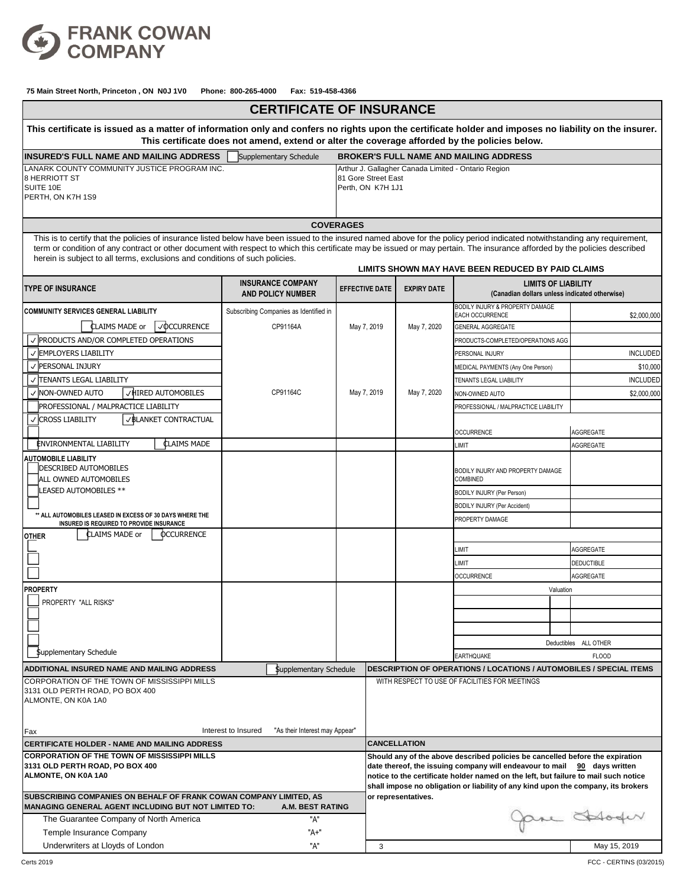**FRANK COWAN COMPANY**

**75 Main Street North, Princeton , ON N0J 1V0  Phone: 800-265-4000  Fax: 519-458-4366**

# CERTIFICATE OF INSURANCE

**This certificate is issued as a matter of information only and confers no rights upon the certificate holder and imposes no liability on the insurer. This certificate does not amend, extend or alter the coverage afforded by the policies below.**

| INSURED'S FULL NAME AND MAILING ADDRESS ☐ Supplementary Schedule | BROKER'S FULL NAME AND MAILING ADDRESS |
|---|---|
| LANARK COUNTY COMMUNITY JUSTICE PROGRAM INC.<br>8 HERRIOTT ST<br>SUITE 10E<br>PERTH, ON K7H 1S9 | Arthur J. Gallagher Canada Limited - Ontario Region<br>81 Gore Street East<br>Perth, ON K7H 1J1 |

## COVERAGES

This is to certify that the policies of insurance listed below have been issued to the insured named above for the policy period indicated notwithstanding any requirement, term or condition of any contract or other document with respect to which this certificate may be issued or may pertain. The insurance afforded by the policies described herein is subject to all terms, exclusions and conditions of such policies.

**LIMITS SHOWN MAY HAVE BEEN REDUCED BY PAID CLAIMS**

| TYPE OF INSURANCE | INSURANCE COMPANY AND POLICY NUMBER | EFFECTIVE DATE | EXPIRY DATE | LIMITS OF LIABILITY (Canadian dollars unless indicated otherwise) | |
|---|---|---|---|---|---|
| **COMMUNITY SERVICES GENERAL LIABILITY** | Subscribing Companies as Identified in | | | BODILY INJURY & PROPERTY DAMAGE EACH OCCURRENCE | $2,000,000 |
| ☐ CLAIMS MADE or ✓ OCCURRENCE | CP91164A | May 7, 2019 | May 7, 2020 | GENERAL AGGREGATE | |
| ✓ PRODUCTS AND/OR COMPLETED OPERATIONS | | | | PRODUCTS-COMPLETED/OPERATIONS AGG | |
| ✓ EMPLOYERS LIABILITY | | | | PERSONAL INJURY | INCLUDED |
| ✓ PERSONAL INJURY | | | | MEDICAL PAYMENTS (Any One Person) | $10,000 |
| ✓ TENANTS LEGAL LIABILITY | | | | TENANTS LEGAL LIABILITY | INCLUDED |
| ✓ NON-OWNED AUTO ✓ HIRED AUTOMOBILES | CP91164C | May 7, 2019 | May 7, 2020 | NON-OWNED AUTO | $2,000,000 |
| ☐ PROFESSIONAL / MALPRACTICE LIABILITY | | | | PROFESSIONAL / MALPRACTICE LIABILITY | |
| ✓ CROSS LIABILITY ✓ BLANKET CONTRACTUAL | | | | | |
| ☐ | | | | OCCURRENCE | AGGREGATE |
| ☐ ENVIRONMENTAL LIABILITY ☐ CLAIMS MADE | | | | LIMIT | AGGREGATE |
| **AUTOMOBILE LIABILITY** | | | | | |
| ☐ DESCRIBED AUTOMOBILES<br>☐ ALL OWNED AUTOMOBILES | | | | BODILY INJURY AND PROPERTY DAMAGE COMBINED | |
| ☐ LEASED AUTOMOBILES ** | | | | BODILY INJURY (Per Person) | |
| ☐ | | | | BODILY INJURY (Per Accident) | |
| ** ALL AUTOMOBILES LEASED IN EXCESS OF 30 DAYS WHERE THE INSURED IS REQUIRED TO PROVIDE INSURANCE | | | | PROPERTY DAMAGE | |
| **OTHER** ☐ CLAIMS MADE or ☐ OCCURRENCE | | | | | |
| ☐ | | | | LIMIT | AGGREGATE |
| ☐ | | | | LIMIT | DEDUCTIBLE |
| ☐ | | | | OCCURRENCE | AGGREGATE |
| **PROPERTY** | | | | Valuation | |
| ☐ PROPERTY "ALL RISKS" | | | | | |
| ☐ | | | | | |
| ☐ | | | | | |
| ☐ | | | | Deductibles | ALL OTHER |
| ☐ Supplementary Schedule | | | | EARTHQUAKE | FLOOD |

| ADDITIONAL INSURED NAME AND MAILING ADDRESS ☐ Supplementary Schedule | DESCRIPTION OF OPERATIONS / LOCATIONS / AUTOMOBILES / SPECIAL ITEMS |
|---|---|
| CORPORATION OF THE TOWN OF MISSISSIPPI MILLS<br>3131 OLD PERTH ROAD, PO BOX 400<br>ALMONTE, ON K0A 1A0<br><br>Fax    Interest to Insured    "As their Interest may Appear" | WITH RESPECT TO USE OF FACILITIES FOR MEETINGS |

| CERTIFICATE HOLDER - NAME AND MAILING ADDRESS | CANCELLATION |
|---|---|
| **CORPORATION OF THE TOWN OF MISSISSIPPI MILLS<br>3131 OLD PERTH ROAD, PO BOX 400<br>ALMONTE, ON K0A 1A0** | **Should any of the above described policies be cancelled before the expiration date thereof, the issuing company will endeavour to mail 90 days written notice to the certificate holder named on the left, but failure to mail such notice shall impose no obligation or liability of any kind upon the company, its brokers or representatives.** |

| SUBSCRIBING COMPANIES ON BEHALF OF FRANK COWAN COMPANY LIMITED, AS MANAGING GENERAL AGENT INCLUDING BUT NOT LIMITED TO: | A.M. BEST RATING |
|---|---|
| The Guarantee Company of North America | "A" |
| Temple Insurance Company | "A+" |
| Underwriters at Lloyds of London | "A" |

3    May 15, 2019

Certs 2019    FCC - CERTINS (03/2015)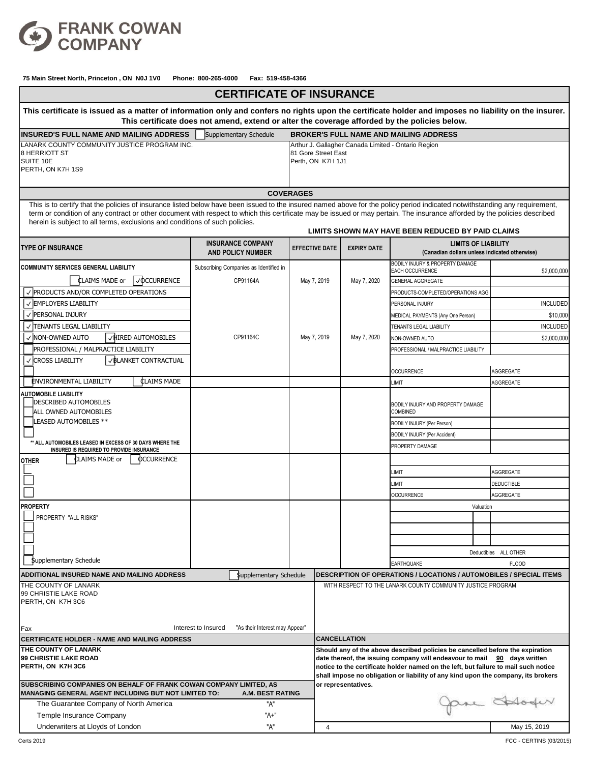# FRANK COWAN COMPANY

**75 Main Street North, Princeton , ON N0J 1V0 Phone: 800-265-4000 Fax: 519-458-4366**

## CERTIFICATE OF INSURANCE

**This certificate is issued as a matter of information only and confers no rights upon the certificate holder and imposes no liability on the insurer. This certificate does not amend, extend or alter the coverage afforded by the policies below.**

| INSURED'S FULL NAME AND MAILING ADDRESS ☐ Supplementary Schedule | BROKER'S FULL NAME AND MAILING ADDRESS |
|---|---|
| LANARK COUNTY COMMUNITY JUSTICE PROGRAM INC.<br>8 HERRIOTT ST<br>SUITE 10E<br>PERTH, ON K7H 1S9 | Arthur J. Gallagher Canada Limited - Ontario Region<br>81 Gore Street East<br>Perth, ON K7H 1J1 |

### COVERAGES

This is to certify that the policies of insurance listed below have been issued to the insured named above for the policy period indicated notwithstanding any requirement, term or condition of any contract or other document with respect to which this certificate may be issued or may pertain. The insurance afforded by the policies described herein is subject to all terms, exclusions and conditions of such policies.

**LIMITS SHOWN MAY HAVE BEEN REDUCED BY PAID CLAIMS**

| TYPE OF INSURANCE | INSURANCE COMPANY AND POLICY NUMBER | EFFECTIVE DATE | EXPIRY DATE | LIMITS OF LIABILITY (Canadian dollars unless indicated otherwise) | |
|---|---|---|---|---|---|
| **COMMUNITY SERVICES GENERAL LIABILITY** | Subscribing Companies as Identified in | | | BODILY INJURY & PROPERTY DAMAGE EACH OCCURRENCE | $2,000,000 |
| ☐ CLAIMS MADE or ☑ OCCURRENCE | CP91164A | May 7, 2019 | May 7, 2020 | GENERAL AGGREGATE | |
| ☑ PRODUCTS AND/OR COMPLETED OPERATIONS | | | | PRODUCTS-COMPLETED/OPERATIONS AGG | |
| ☑ EMPLOYERS LIABILITY | | | | PERSONAL INJURY | INCLUDED |
| ☑ PERSONAL INJURY | | | | MEDICAL PAYMENTS (Any One Person) | $10,000 |
| ☑ TENANTS LEGAL LIABILITY | | | | TENANTS LEGAL LIABILITY | INCLUDED |
| ☑ NON-OWNED AUTO ☑ HIRED AUTOMOBILES | CP91164C | May 7, 2019 | May 7, 2020 | NON-OWNED AUTO | $2,000,000 |
| ☐ PROFESSIONAL / MALPRACTICE LIABILITY | | | | PROFESSIONAL / MALPRACTICE LIABILITY | |
| ☑ CROSS LIABILITY ☑ BLANKET CONTRACTUAL | | | | | |
| ☐ | | | | OCCURRENCE | AGGREGATE |
| ☐ ENVIRONMENTAL LIABILITY ☐ CLAIMS MADE | | | | LIMIT | AGGREGATE |
| **AUTOMOBILE LIABILITY**<br>☐ DESCRIBED AUTOMOBILES<br>☐ ALL OWNED AUTOMOBILES | | | | BODILY INJURY AND PROPERTY DAMAGE COMBINED | |
| ☐ LEASED AUTOMOBILES ** | | | | BODILY INJURY (Per Person) | |
| ☐ | | | | BODILY INJURY (Per Accident) | |
| ** ALL AUTOMOBILES LEASED IN EXCESS OF 30 DAYS WHERE THE INSURED IS REQUIRED TO PROVIDE INSURANCE | | | | PROPERTY DAMAGE | |
| **OTHER** ☐ CLAIMS MADE or ☐ OCCURRENCE | | | | | |
| ☐ | | | | LIMIT | AGGREGATE |
| ☐ | | | | LIMIT | DEDUCTIBLE |
| ☐ | | | | OCCURRENCE | AGGREGATE |
| **PROPERTY** | | | | Valuation | |
| ☐ PROPERTY "ALL RISKS" | | | | | |
| ☐ | | | | | |
| ☐ | | | | | |
| ☐ | | | | Deductibles | ALL OTHER |
| ☐ Supplementary Schedule | | | | EARTHQUAKE | FLOOD |

| ADDITIONAL INSURED NAME AND MAILING ADDRESS ☐ Supplementary Schedule | DESCRIPTION OF OPERATIONS / LOCATIONS / AUTOMOBILES / SPECIAL ITEMS |
|---|---|
| THE COUNTY OF LANARK<br>99 CHRISTIE LAKE ROAD<br>PERTH, ON K7H 3C6<br><br>Fax Interest to Insured "As their Interest may Appear" | WITH RESPECT TO THE LANARK COUNTY COMMUNITY JUSTICE PROGRAM |

| CERTIFICATE HOLDER - NAME AND MAILING ADDRESS | CANCELLATION |
|---|---|
| **THE COUNTY OF LANARK<br>99 CHRISTIE LAKE ROAD<br>PERTH, ON K7H 3C6** | **Should any of the above described policies be cancelled before the expiration date thereof, the issuing company will endeavour to mail 90 days written notice to the certificate holder named on the left, but failure to mail such notice shall impose no obligation or liability of any kind upon the company, its brokers or representatives.** |

| SUBSCRIBING COMPANIES ON BEHALF OF FRANK COWAN COMPANY LIMITED, AS MANAGING GENERAL AGENT INCLUDING BUT NOT LIMITED TO: | A.M. BEST RATING |
|---|---|
| The Guarantee Company of North America | "A" |
| Temple Insurance Company | "A+" |
| Underwriters at Lloyds of London | "A" |

4 May 15, 2019

Certs 2019 FCC - CERTINS (03/2015)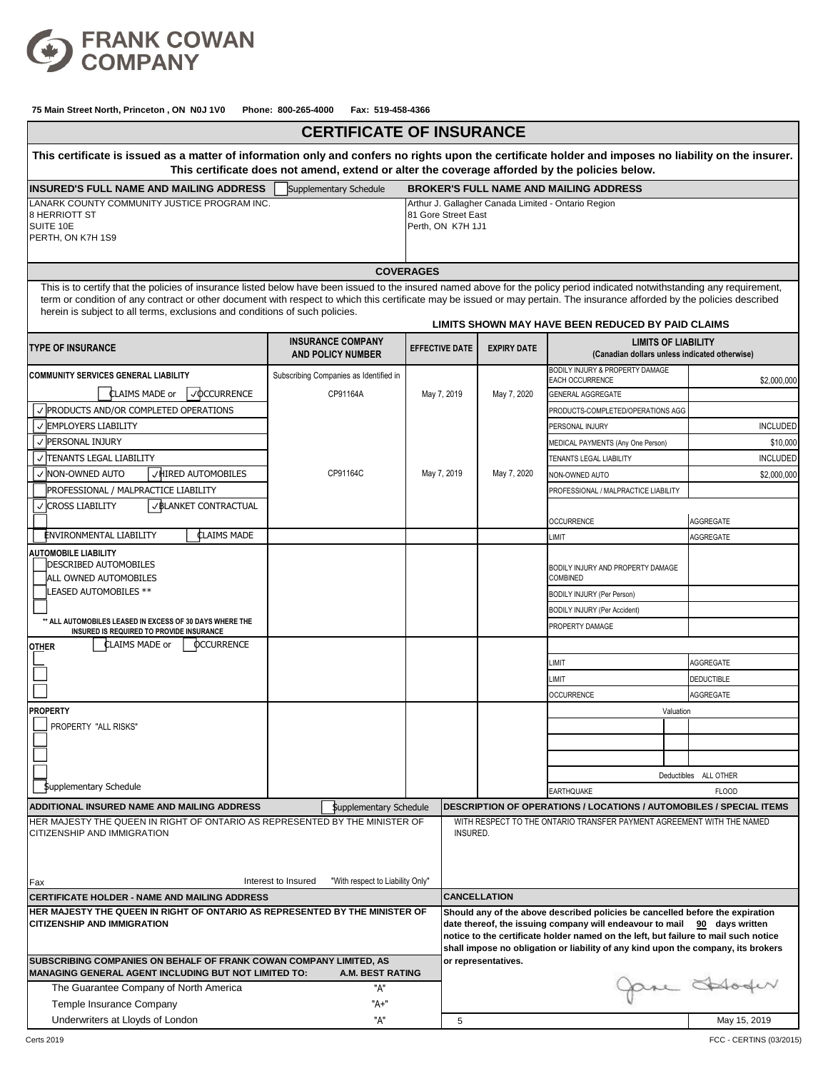**FRANK COWAN COMPANY**

**75 Main Street North, Princeton , ON N0J 1V0 Phone: 800-265-4000 Fax: 519-458-4366**

# CERTIFICATE OF INSURANCE

**This certificate is issued as a matter of information only and confers no rights upon the certificate holder and imposes no liability on the insurer. This certificate does not amend, extend or alter the coverage afforded by the policies below.**

| INSURED'S FULL NAME AND MAILING ADDRESS ☐ Supplementary Schedule | BROKER'S FULL NAME AND MAILING ADDRESS |
|---|---|
| LANARK COUNTY COMMUNITY JUSTICE PROGRAM INC.<br>8 HERRIOTT ST<br>SUITE 10E<br>PERTH, ON K7H 1S9 | Arthur J. Gallagher Canada Limited - Ontario Region<br>81 Gore Street East<br>Perth, ON K7H 1J1 |

## COVERAGES

This is to certify that the policies of insurance listed below have been issued to the insured named above for the policy period indicated notwithstanding any requirement, term or condition of any contract or other document with respect to which this certificate may be issued or may pertain. The insurance afforded by the policies described herein is subject to all terms, exclusions and conditions of such policies.

**LIMITS SHOWN MAY HAVE BEEN REDUCED BY PAID CLAIMS**

| TYPE OF INSURANCE | INSURANCE COMPANY AND POLICY NUMBER | EFFECTIVE DATE | EXPIRY DATE | LIMITS OF LIABILITY (Canadian dollars unless indicated otherwise) | |
|---|---|---|---|---|---|
| **COMMUNITY SERVICES GENERAL LIABILITY** | Subscribing Companies as Identified in | | | BODILY INJURY & PROPERTY DAMAGE EACH OCCURRENCE | $2,000,000 |
| ☐ CLAIMS MADE or ☑ OCCURRENCE | CP91164A | May 7, 2019 | May 7, 2020 | GENERAL AGGREGATE | |
| ☑ PRODUCTS AND/OR COMPLETED OPERATIONS | | | | PRODUCTS-COMPLETED/OPERATIONS AGG | |
| ☑ EMPLOYERS LIABILITY | | | | PERSONAL INJURY | INCLUDED |
| ☑ PERSONAL INJURY | | | | MEDICAL PAYMENTS (Any One Person) | $10,000 |
| ☑ TENANTS LEGAL LIABILITY | | | | TENANTS LEGAL LIABILITY | INCLUDED |
| ☑ NON-OWNED AUTO ☑ HIRED AUTOMOBILES | CP91164C | May 7, 2019 | May 7, 2020 | NON-OWNED AUTO | $2,000,000 |
| ☐ PROFESSIONAL / MALPRACTICE LIABILITY | | | | PROFESSIONAL / MALPRACTICE LIABILITY | |
| ☑ CROSS LIABILITY ☑ BLANKET CONTRACTUAL | | | | | |
| ☐ | | | | OCCURRENCE | AGGREGATE |
| ☐ ENVIRONMENTAL LIABILITY ☐ CLAIMS MADE | | | | LIMIT | AGGREGATE |
| **AUTOMOBILE LIABILITY**<br>☐ DESCRIBED AUTOMOBILES<br>☐ ALL OWNED AUTOMOBILES | | | | BODILY INJURY AND PROPERTY DAMAGE COMBINED | |
| ☐ LEASED AUTOMOBILES ** | | | | BODILY INJURY (Per Person) | |
| ☐ | | | | BODILY INJURY (Per Accident) | |
| ** ALL AUTOMOBILES LEASED IN EXCESS OF 30 DAYS WHERE THE INSURED IS REQUIRED TO PROVIDE INSURANCE | | | | PROPERTY DAMAGE | |
| **OTHER** ☐ CLAIMS MADE or ☐ OCCURRENCE | | | | | |
| ☐ | | | | LIMIT | AGGREGATE |
| ☐ | | | | LIMIT | DEDUCTIBLE |
| ☐ | | | | OCCURRENCE | AGGREGATE |
| **PROPERTY** | | | | Valuation | |
| ☐ PROPERTY "ALL RISKS" | | | | | |
| ☐ | | | | | |
| ☐ | | | | | |
| ☐ | | | | Deductibles | ALL OTHER |
| ☐ Supplementary Schedule | | | | EARTHQUAKE | FLOOD |

| ADDITIONAL INSURED NAME AND MAILING ADDRESS ☐ Supplementary Schedule | DESCRIPTION OF OPERATIONS / LOCATIONS / AUTOMOBILES / SPECIAL ITEMS |
|---|---|
| HER MAJESTY THE QUEEN IN RIGHT OF ONTARIO AS REPRESENTED BY THE MINISTER OF CITIZENSHIP AND IMMIGRATION<br><br>Fax Interest to Insured "With respect to Liability Only" | WITH RESPECT TO THE ONTARIO TRANSFER PAYMENT AGREEMENT WITH THE NAMED INSURED. |

| CERTIFICATE HOLDER - NAME AND MAILING ADDRESS | CANCELLATION |
|---|---|
| **HER MAJESTY THE QUEEN IN RIGHT OF ONTARIO AS REPRESENTED BY THE MINISTER OF CITIZENSHIP AND IMMIGRATION** | **Should any of the above described policies be cancelled before the expiration date thereof, the issuing company will endeavour to mail 90 days written notice to the certificate holder named on the left, but failure to mail such notice shall impose no obligation or liability of any kind upon the company, its brokers or representatives.** |

| SUBSCRIBING COMPANIES ON BEHALF OF FRANK COWAN COMPANY LIMITED, AS MANAGING GENERAL AGENT INCLUDING BUT NOT LIMITED TO: | A.M. BEST RATING |
|---|---|
| The Guarantee Company of North America | "A" |
| Temple Insurance Company | "A+" |
| Underwriters at Lloyds of London | "A" |

5 May 15, 2019

Certs 2019 FCC - CERTINS (03/2015)